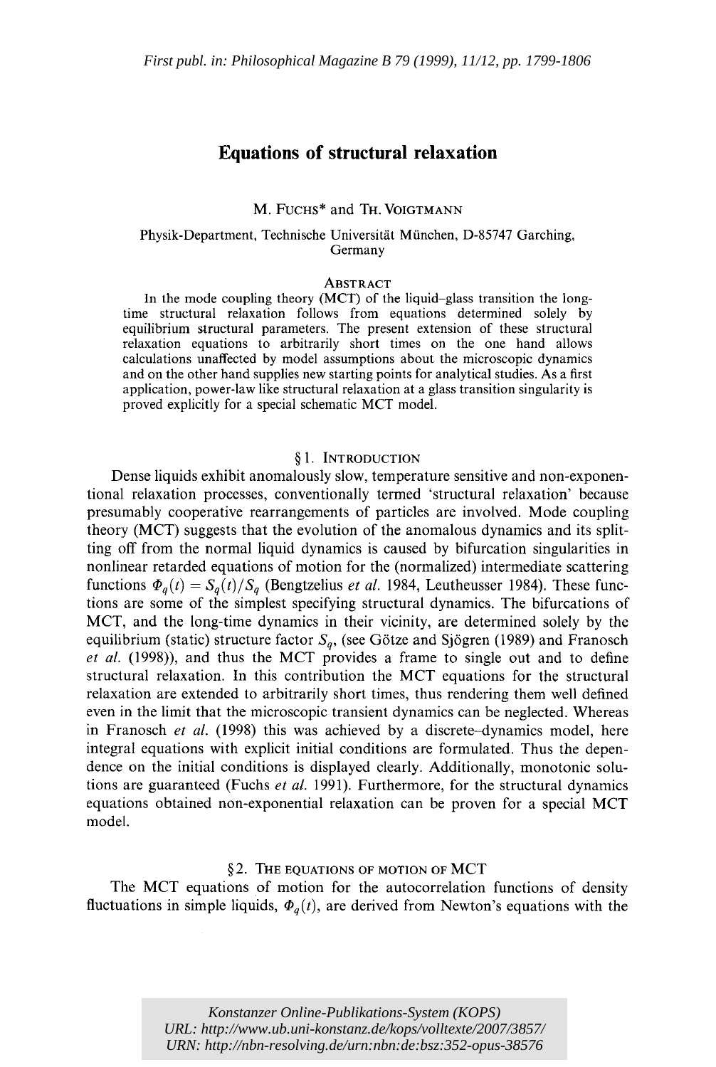First publ. in: Philosophical Magazine B 79 (1999), 11/12, pp. 1799-1806

# Equations of structural relaxation

M. Fuchs* and Th. Voigtmann

Physik-Department, Technische Universität München, D-85747 Garching, Germany

### Abstract

In the mode coupling theory (MCT) of the liquid–glass transition the long-time structural relaxation follows from equations determined solely by equilibrium structural parameters. The present extension of these structural relaxation equations to arbitrarily short times on the one hand allows calculations unaffected by model assumptions about the microscopic dynamics and on the other hand supplies new starting points for analytical studies. As a first application, power-law like structural relaxation at a glass transition singularity is proved explicitly for a special schematic MCT model.

## § 1. Introduction

Dense liquids exhibit anomalously slow, temperature sensitive and non-exponentional relaxation processes, conventionally termed 'structural relaxation' because presumably cooperative rearrangements of particles are involved. Mode coupling theory (MCT) suggests that the evolution of the anomalous dynamics and its splitting off from the normal liquid dynamics is caused by bifurcation singularities in nonlinear retarded equations of motion for the (normalized) intermediate scattering functions $\Phi_q(t) = S_q(t)/S_q$ (Bengtzelius *et al.* 1984, Leutheusser 1984). These functions are some of the simplest specifying structural dynamics. The bifurcations of MCT, and the long-time dynamics in their vicinity, are determined solely by the equilibrium (static) structure factor $S_q$, (see Götze and Sjögren (1989) and Franosch *et al.* (1998)), and thus the MCT provides a frame to single out and to define structural relaxation. In this contribution the MCT equations for the structural relaxation are extended to arbitrarily short times, thus rendering them well defined even in the limit that the microscopic transient dynamics can be neglected. Whereas in Franosch *et al.* (1998) this was achieved by a discrete-dynamics model, here integral equations with explicit initial conditions are formulated. Thus the dependence on the initial conditions is displayed clearly. Additionally, monotonic solutions are guaranteed (Fuchs *et al.* 1991). Furthermore, for the structural dynamics equations obtained non-exponential relaxation can be proven for a special MCT model.

## § 2. The equations of motion of MCT

The MCT equations of motion for the autocorrelation functions of density fluctuations in simple liquids, $\Phi_q(t)$, are derived from Newton's equations with the

Konstanzer Online-Publikations-System (KOPS)
URL: http://www.ub.uni-konstanz.de/kops/volltexte/2007/3857/
URN: http://nbn-resolving.de/urn:nbn:de:bsz:352-opus-38576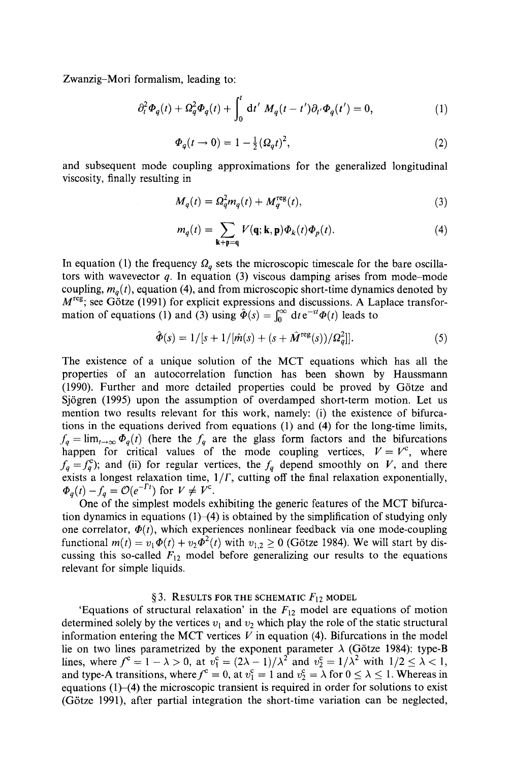Zwanzig–Mori formalism, leading to:

$$\partial_t^2 \Phi_q(t) + \Omega_q^2 \Phi_q(t) + \int_0^t \mathrm{d}t' \, M_q(t-t') \partial_{t'} \Phi_q(t') = 0, \tag{1}$$

$$\Phi_q(t \to 0) = 1 - \tfrac{1}{2}(\Omega_q t)^2, \tag{2}$$

and subsequent mode coupling approximations for the generalized longitudinal viscosity, finally resulting in

$$M_q(t) = \Omega_q^2 m_q(t) + M_q^{\text{reg}}(t), \tag{3}$$

$$m_q(t) = \sum_{\mathbf{k}+\mathbf{p}=\mathbf{q}} V(\mathbf{q}; \mathbf{k}, \mathbf{p}) \Phi_k(t) \Phi_p(t). \tag{4}$$

In equation (1) the frequency $\Omega_q$ sets the microscopic timescale for the bare oscillators with wavevector $q$. In equation (3) viscous damping arises from mode–mode coupling, $m_q(t)$, equation (4), and from microscopic short-time dynamics denoted by $M^{\text{reg}}$; see Götze (1991) for explicit expressions and discussions. A Laplace transformation of equations (1) and (3) using $\hat{\Phi}(s) = \int_0^\infty \mathrm{d}t \, \mathrm{e}^{-st} \Phi(t)$ leads to

$$\hat{\Phi}(s) = 1/[s + 1/[\hat{m}(s) + (s + \hat{M}^{\text{reg}}(s))/\Omega_q^2]]. \tag{5}$$

The existence of a unique solution of the MCT equations which has all the properties of an autocorrelation function has been shown by Haussmann (1990). Further and more detailed properties could be proved by Götze and Sjögren (1995) upon the assumption of overdamped short-term motion. Let us mention two results relevant for this work, namely: (i) the existence of bifurcations in the equations derived from equations (1) and (4) for the long-time limits, $f_q = \lim_{t\to\infty} \Phi_q(t)$ (here the $f_q$ are the glass form factors and the bifurcations happen for critical values of the mode coupling vertices, $V = V^{\text{c}}$, where $f_q = f_q^{\text{c}}$); and (ii) for regular vertices, the $f_q$ depend smoothly on $V$, and there exists a longest relaxation time, $1/\Gamma$, cutting off the final relaxation exponentially, $\Phi_q(t) - f_q = \mathcal{O}(e^{-\Gamma t})$ for $V \neq V^{\text{c}}$.

One of the simplest models exhibiting the generic features of the MCT bifurcation dynamics in equations (1)–(4) is obtained by the simplification of studying only one correlator, $\Phi(t)$, which experiences nonlinear feedback via one mode-coupling functional $m(t) = v_1 \Phi(t) + v_2 \Phi^2(t)$ with $v_{1,2} \geq 0$ (Götze 1984). We will start by discussing this so-called $F_{12}$ model before generalizing our results to the equations relevant for simple liquids.

## §3. Results for the schematic $F_{12}$ model

'Equations of structural relaxation' in the $F_{12}$ model are equations of motion determined solely by the vertices $v_1$ and $v_2$ which play the role of the static structural information entering the MCT vertices $V$ in equation (4). Bifurcations in the model lie on two lines parametrized by the exponent parameter $\lambda$ (Götze 1984): type-B lines, where $f^{\text{c}} = 1 - \lambda > 0$, at $v_1^{\text{c}} = (2\lambda - 1)/\lambda^2$ and $v_2^{\text{c}} = 1/\lambda^2$ with $1/2 \leq \lambda < 1$, and type-A transitions, where $f^{\text{c}} = 0$, at $v_1^{\text{c}} = 1$ and $v_2^{\text{c}} = \lambda$ for $0 \leq \lambda \leq 1$. Whereas in equations (1)–(4) the microscopic transient is required in order for solutions to exist (Götze 1991), after partial integration the short-time variation can be neglected,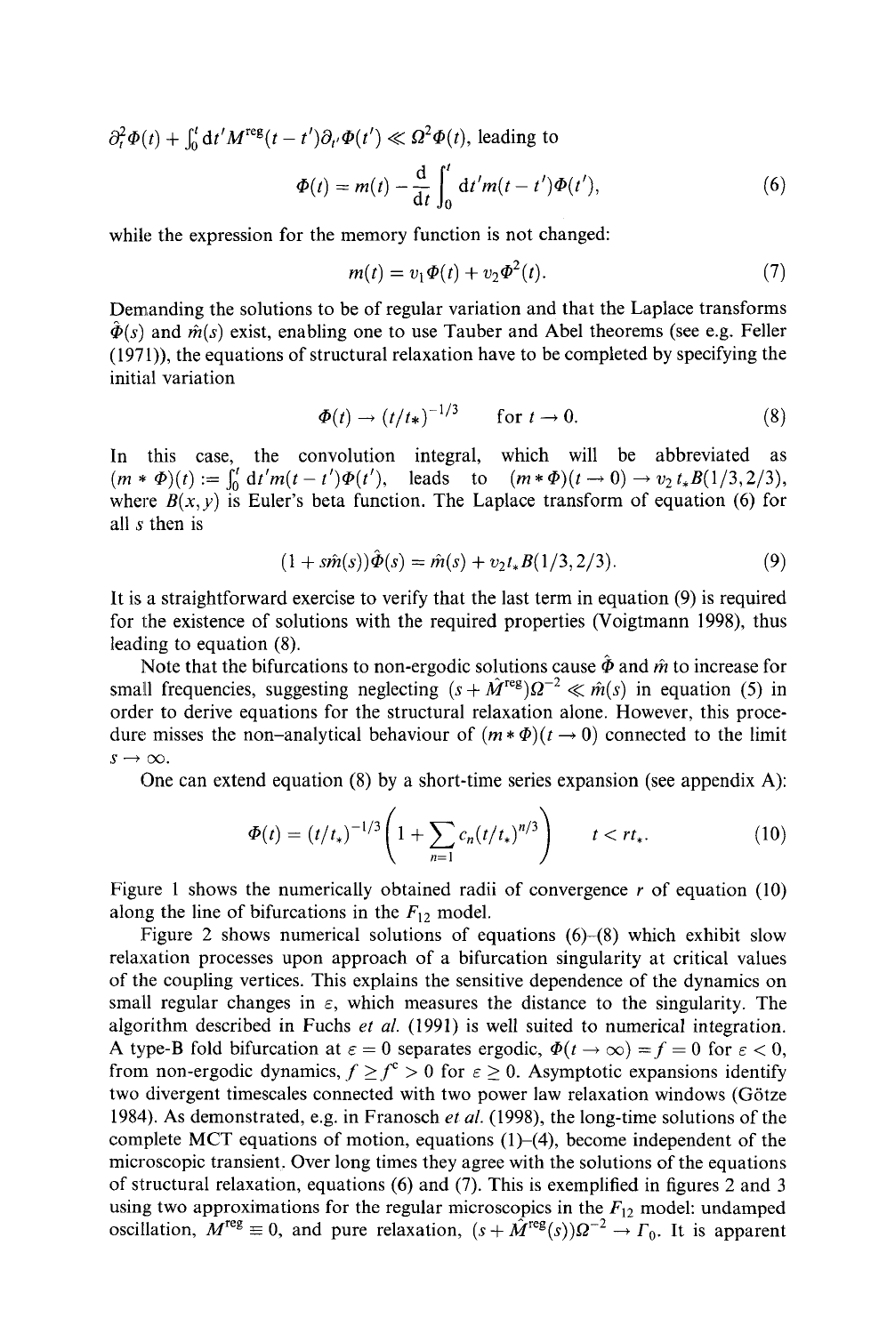$\partial_t^2 \Phi(t) + \int_0^t dt' M^{\text{reg}}(t-t')\partial_{t'}\Phi(t') \ll \Omega^2 \Phi(t)$, leading to

$$\Phi(t) = m(t) - \frac{d}{dt}\int_0^t dt' m(t-t')\Phi(t'), \tag{6}$$

while the expression for the memory function is not changed:

$$m(t) = v_1 \Phi(t) + v_2 \Phi^2(t). \tag{7}$$

Demanding the solutions to be of regular variation and that the Laplace transforms $\hat{\Phi}(s)$ and $\hat{m}(s)$ exist, enabling one to use Tauber and Abel theorems (see e.g. Feller (1971)), the equations of structural relaxation have to be completed by specifying the initial variation

$$\Phi(t) \to (t/t_*)^{-1/3} \qquad \text{for } t \to 0. \tag{8}$$

In this case, the convolution integral, which will be abbreviated as $(m * \Phi)(t) := \int_0^t dt' m(t-t')\Phi(t')$, leads to $(m*\Phi)(t \to 0) \to v_2 t_* B(1/3, 2/3)$, where $B(x,y)$ is Euler's beta function. The Laplace transform of equation (6) for all $s$ then is

$$(1 + s\hat{m}(s))\hat{\Phi}(s) = \hat{m}(s) + v_2 t_* B(1/3, 2/3). \tag{9}$$

It is a straightforward exercise to verify that the last term in equation (9) is required for the existence of solutions with the required properties (Voigtmann 1998), thus leading to equation (8).

Note that the bifurcations to non-ergodic solutions cause $\hat{\Phi}$ and $\hat{m}$ to increase for small frequencies, suggesting neglecting $(s + \hat{M}^{\text{reg}})\Omega^{-2} \ll \hat{m}(s)$ in equation (5) in order to derive equations for the structural relaxation alone. However, this procedure misses the non-analytical behaviour of $(m * \Phi)(t \to 0)$ connected to the limit $s \to \infty$.

One can extend equation (8) by a short-time series expansion (see appendix A):

$$\Phi(t) = (t/t_*)^{-1/3}\left(1 + \sum_{n=1} c_n (t/t_*)^{n/3}\right) \qquad t < rt_*. \tag{10}$$

Figure 1 shows the numerically obtained radii of convergence $r$ of equation (10) along the line of bifurcations in the $F_{12}$ model.

Figure 2 shows numerical solutions of equations (6)–(8) which exhibit slow relaxation processes upon approach of a bifurcation singularity at critical values of the coupling vertices. This explains the sensitive dependence of the dynamics on small regular changes in $\varepsilon$, which measures the distance to the singularity. The algorithm described in Fuchs *et al.* (1991) is well suited to numerical integration. A type-B fold bifurcation at $\varepsilon = 0$ separates ergodic, $\Phi(t \to \infty) = f = 0$ for $\varepsilon < 0$, from non-ergodic dynamics, $f \geq f^c > 0$ for $\varepsilon \geq 0$. Asymptotic expansions identify two divergent timescales connected with two power law relaxation windows (Götze 1984). As demonstrated, e.g. in Franosch *et al.* (1998), the long-time solutions of the complete MCT equations of motion, equations (1)–(4), become independent of the microscopic transient. Over long times they agree with the solutions of the equations of structural relaxation, equations (6) and (7). This is exemplified in figures 2 and 3 using two approximations for the regular microscopics in the $F_{12}$ model: undamped oscillation, $M^{\text{reg}} \equiv 0$, and pure relaxation, $(s + \hat{M}^{\text{reg}}(s))\Omega^{-2} \to \Gamma_0$. It is apparent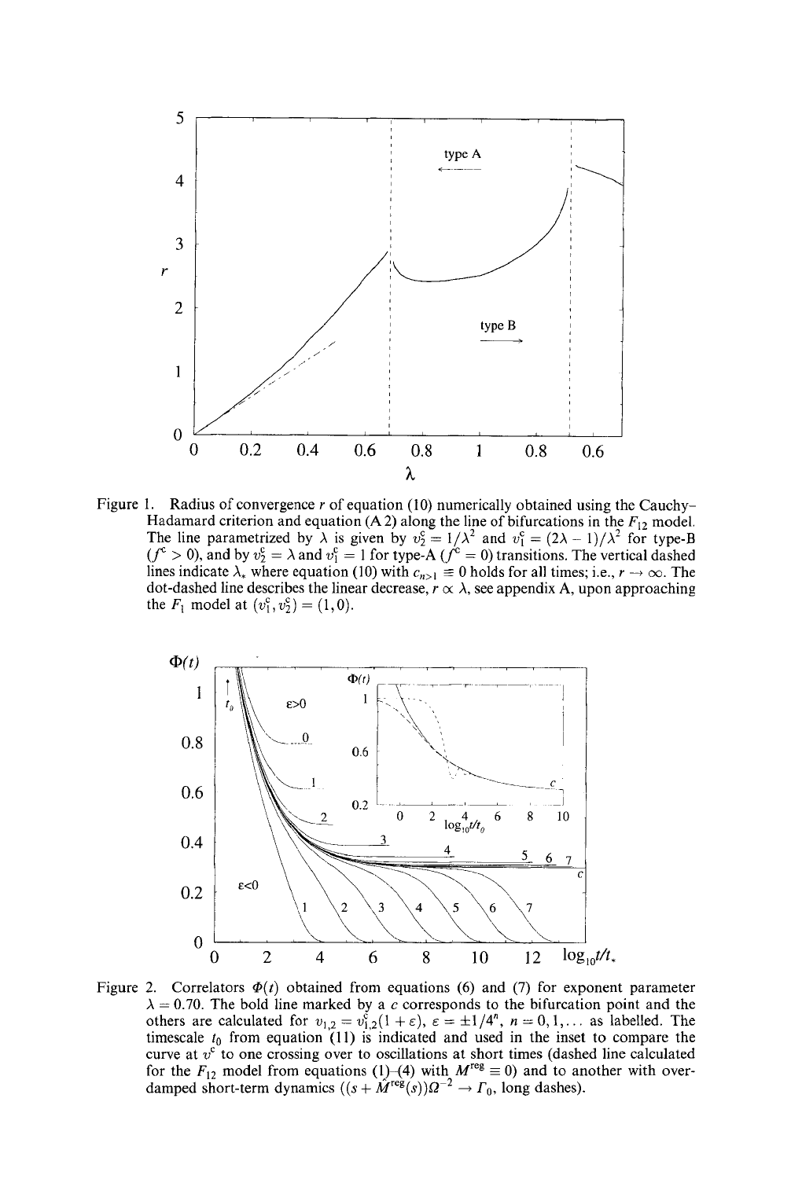5

4

3

$r$

2

1

0

type A

type B

0 0.2 0.4 0.6 0.8 1 0.8 0.6

$\lambda$

Figure 1. Radius of convergence $r$ of equation (10) numerically obtained using the Cauchy–Hadamard criterion and equation (A 2) along the line of bifurcations in the $F_{12}$ model. The line parametrized by $\lambda$ is given by $v_2^c = 1/\lambda^2$ and $v_1^c = (2\lambda - 1)/\lambda^2$ for type-B ($f^c > 0$), and by $v_2^c = \lambda$ and $v_1^c = 1$ for type-A ($f^c = 0$) transitions. The vertical dashed lines indicate $\lambda_*$ where equation (10) with $c_{n>1} \equiv 0$ holds for all times; i.e., $r \to \infty$. The dot-dashed line describes the linear decrease, $r \propto \lambda$, see appendix A, upon approaching the $F_1$ model at $(v_1^c, v_2^c) = (1, 0)$.

$\Phi(t)$

1

0.8

0.6

0.4

0.2

0

$t_0$

$\varepsilon>0$

$\varepsilon<0$

0 1 2 3 4 5 6 7

1 2 3 4 5 6 7

c

0 2 4 6 8 10 12 $\log_{10}t/t_*$

$\Phi(t)$

1

0.6

0.2

c

0 2 4 6 8 10

$\log_{10}t/t_0$

Figure 2. Correlators $\Phi(t)$ obtained from equations (6) and (7) for exponent parameter $\lambda = 0.70$. The bold line marked by a $c$ corresponds to the bifurcation point and the others are calculated for $v_{1,2} = v_{1,2}^c(1+\varepsilon)$, $\varepsilon = \pm 1/4^n$, $n = 0, 1, \ldots$ as labelled. The timescale $t_0$ from equation (11) is indicated and used in the inset to compare the curve at $v^c$ to one crossing over to oscillations at short times (dashed line calculated for the $F_{12}$ model from equations (1)–(4) with $M^{\rm reg} \equiv 0$) and to another with over-damped short-term dynamics ($(s + M^{\rm reg}(s))\Omega^{-2} \to \Gamma_0$, long dashes).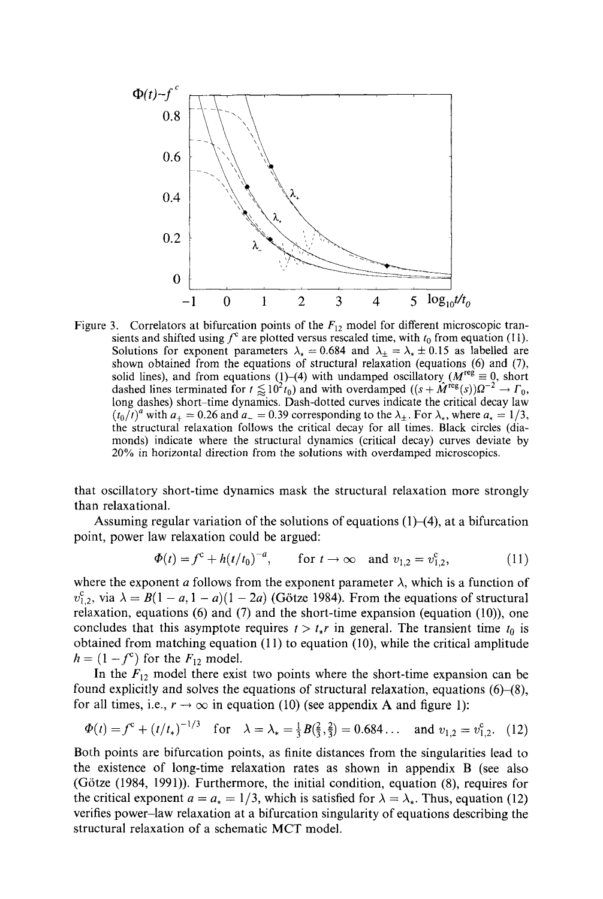$\Phi(t)-f^c$

0.8

0.6

0.4

0.2

0

-1 0 1 2 3 4 5 $\log_{10}t/t_0$

$\lambda_+$

$\lambda_*$

$\lambda_-$

Figure 3. Correlators at bifurcation points of the $F_{12}$ model for different microscopic transients and shifted using $f^c$ are plotted versus rescaled time, with $t_0$ from equation (11). Solutions for exponent parameters $\lambda_* = 0.684$ and $\lambda_\pm = \lambda_* \pm 0.15$ as labelled are shown obtained from the equations of structural relaxation (equations (6) and (7), solid lines), and from equations (1)–(4) with undamped oscillatory ($M^{\rm reg} \equiv 0$, short dashed lines terminated for $t \lesssim 10^2 t_0$) and with overdamped ($(s + \hat{M}^{\rm reg}(s))\Omega^{-2} \to \Gamma_0$, long dashes) short-time dynamics. Dash-dotted curves indicate the critical decay law $(t_0/t)^a$ with $a_+ = 0.26$ and $a_- = 0.39$ corresponding to the $\lambda_\pm$. For $\lambda_*$, where $a_* = 1/3$, the structural relaxation follows the critical decay for all times. Black circles (diamonds) indicate where the structural dynamics (critical decay) curves deviate by 20% in horizontal direction from the solutions with overdamped microscopics.

that oscillatory short-time dynamics mask the structural relaxation more strongly than relaxational.

Assuming regular variation of the solutions of equations (1)–(4), at a bifurcation point, power law relaxation could be argued:

$$\Phi(t) = f^c + h(t/t_0)^{-a}, \qquad \text{for } t \to \infty \quad \text{and } v_{1,2} = v_{1,2}^c, \tag{11}$$

where the exponent $a$ follows from the exponent parameter $\lambda$, which is a function of $v_{1,2}^c$, via $\lambda = B(1-a, 1-a)(1-2a)$ (Götze 1984). From the equations of structural relaxation, equations (6) and (7) and the short-time expansion (equation (10)), one concludes that this asymptote requires $t > t_* r$ in general. The transient time $t_0$ is obtained from matching equation (11) to equation (10), while the critical amplitude $h = (1 - f^c)$ for the $F_{12}$ model.

In the $F_{12}$ model there exist two points where the short-time expansion can be found explicitly and solves the equations of structural relaxation, equations (6)–(8), for all times, i.e., $r \to \infty$ in equation (10) (see appendix A and figure 1):

$$\Phi(t) = f^c + (t/t_*)^{-1/3} \quad \text{for} \quad \lambda = \lambda_* = \tfrac{1}{3}B(\tfrac{2}{3}, \tfrac{2}{3}) = 0.684\ldots \quad \text{and } v_{1,2} = v_{1,2}^c. \tag{12}$$

Both points are bifurcation points, as finite distances from the singularities lead to the existence of long-time relaxation rates as shown in appendix B (see also (Götze (1984, 1991)). Furthermore, the initial condition, equation (8), requires for the critical exponent $a = a_* = 1/3$, which is satisfied for $\lambda = \lambda_*$. Thus, equation (12) verifies power–law relaxation at a bifurcation singularity of equations describing the structural relaxation of a schematic MCT model.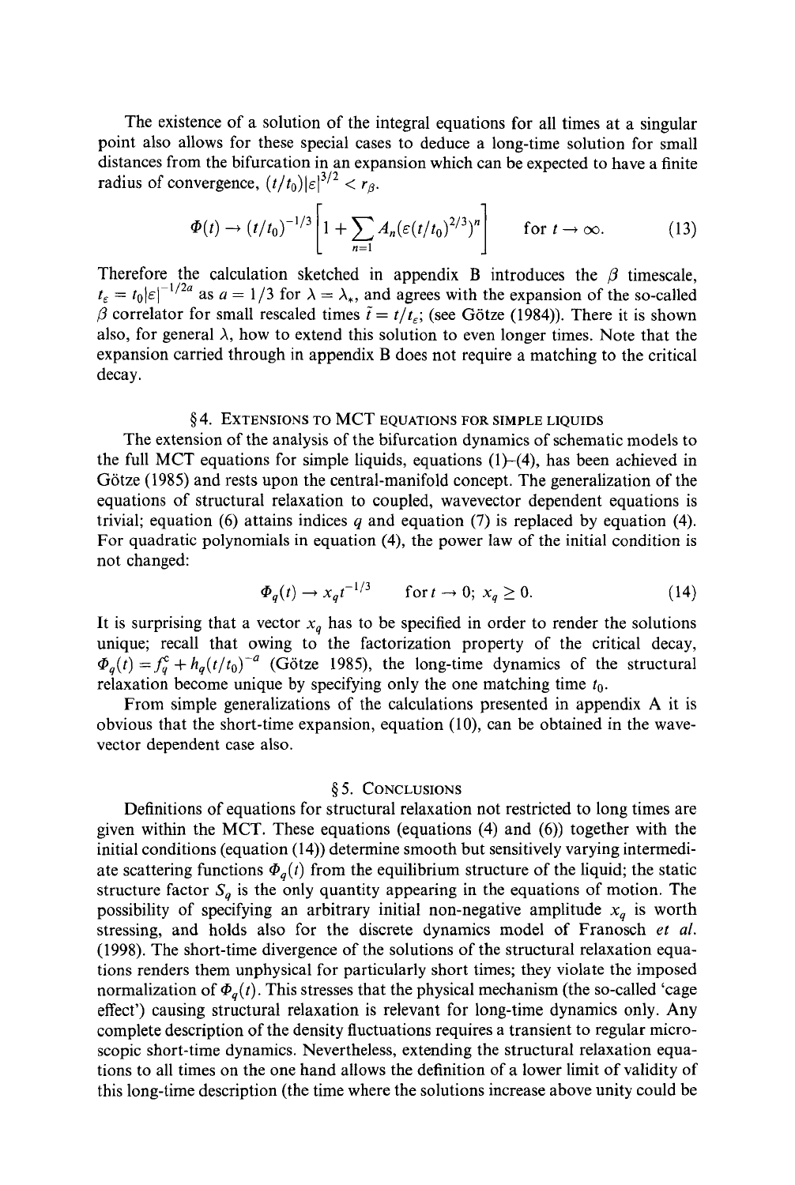The existence of a solution of the integral equations for all times at a singular point also allows for these special cases to deduce a long-time solution for small distances from the bifurcation in an expansion which can be expected to have a finite radius of convergence, $(t/t_0)|\varepsilon|^{3/2} < r_\beta$.

$$\Phi(t) \to (t/t_0)^{-1/3}\left[1 + \sum_{n=1} A_n(\varepsilon(t/t_0)^{2/3})^n\right] \qquad \text{for } t \to \infty. \tag{13}$$

Therefore the calculation sketched in appendix B introduces the $\beta$ timescale, $t_\varepsilon = t_0|\varepsilon|^{-1/2a}$ as $a = 1/3$ for $\lambda = \lambda_*$, and agrees with the expansion of the so-called $\beta$ correlator for small rescaled times $\tilde{t} = t/t_\varepsilon$; (see Götze (1984)). There it is shown also, for general $\lambda$, how to extend this solution to even longer times. Note that the expansion carried through in appendix B does not require a matching to the critical decay.

## § 4. Extensions to MCT equations for simple liquids

The extension of the analysis of the bifurcation dynamics of schematic models to the full MCT equations for simple liquids, equations (1)–(4), has been achieved in Götze (1985) and rests upon the central-manifold concept. The generalization of the equations of structural relaxation to coupled, wavevector dependent equations is trivial; equation (6) attains indices $q$ and equation (7) is replaced by equation (4). For quadratic polynomials in equation (4), the power law of the initial condition is not changed:

$$\Phi_q(t) \to x_q t^{-1/3} \qquad \text{for } t \to 0;\ x_q \geq 0. \tag{14}$$

It is surprising that a vector $x_q$ has to be specified in order to render the solutions unique; recall that owing to the factorization property of the critical decay, $\Phi_q(t) = f_q^c + h_q(t/t_0)^{-a}$ (Götze 1985), the long-time dynamics of the structural relaxation become unique by specifying only the one matching time $t_0$.

From simple generalizations of the calculations presented in appendix A it is obvious that the short-time expansion, equation (10), can be obtained in the wavevector dependent case also.

## § 5. Conclusions

Definitions of equations for structural relaxation not restricted to long times are given within the MCT. These equations (equations (4) and (6)) together with the initial conditions (equation (14)) determine smooth but sensitively varying intermediate scattering functions $\Phi_q(t)$ from the equilibrium structure of the liquid; the static structure factor $S_q$ is the only quantity appearing in the equations of motion. The possibility of specifying an arbitrary initial non-negative amplitude $x_q$ is worth stressing, and holds also for the discrete dynamics model of Franosch *et al.* (1998). The short-time divergence of the solutions of the structural relaxation equations renders them unphysical for particularly short times; they violate the imposed normalization of $\Phi_q(t)$. This stresses that the physical mechanism (the so-called 'cage effect') causing structural relaxation is relevant for long-time dynamics only. Any complete description of the density fluctuations requires a transient to regular microscopic short-time dynamics. Nevertheless, extending the structural relaxation equations to all times on the one hand allows the definition of a lower limit of validity of this long-time description (the time where the solutions increase above unity could be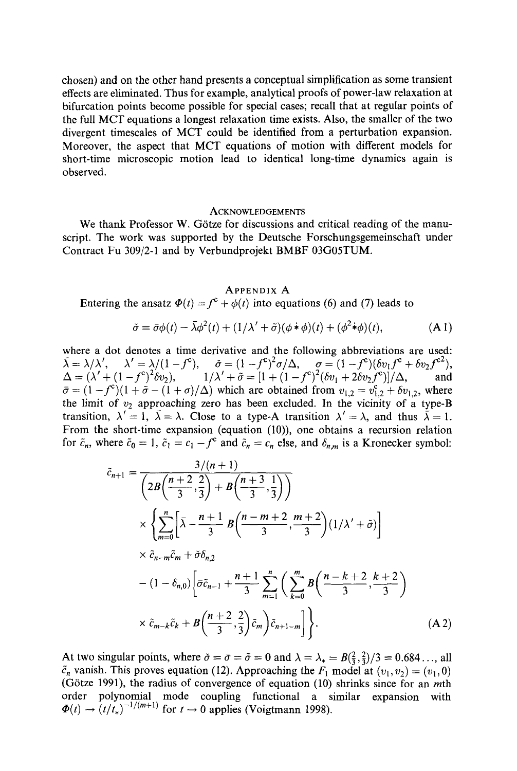chosen) and on the other hand presents a conceptual simplification as some transient effects are eliminated. Thus for example, analytical proofs of power-law relaxation at bifurcation points become possible for special cases; recall that at regular points of the full MCT equations a longest relaxation time exists. Also, the smaller of the two divergent timescales of MCT could be identified from a perturbation expansion. Moreover, the aspect that MCT equations of motion with different models for short-time microscopic motion lead to identical long-time dynamics again is observed.

## ACKNOWLEDGEMENTS

We thank Professor W. Götze for discussions and critical reading of the manuscript. The work was supported by the Deutsche Forschungsgemeinschaft under Contract Fu 309/2-1 and by Verbundprojekt BMBF 03G05TUM.

## APPENDIX A

Entering the ansatz $\Phi(t) = f^c + \phi(t)$ into equations (6) and (7) leads to

$$\breve{\sigma} = \bar{\sigma}\phi(t) - \bar{\lambda}\phi^2(t) + (1/\lambda' + \tilde{\sigma})(\phi \dot{*} \phi)(t) + (\phi^2 \dot{*} \phi)(t), \tag{A 1}$$

where a dot denotes a time derivative and the following abbreviations are used: $\bar{\lambda} = \lambda/\lambda'$, $\lambda' = \lambda/(1-f^c)$, $\breve{\sigma} = (1-f^c)^2\sigma/\Delta$, $\sigma = (1-f^c)(\delta v_1 f^c + \delta v_2 f^{c2})$, $\Delta = (\lambda' + (1-f^c)^2\delta v_2)$, $1/\lambda' + \tilde{\sigma} = [1 + (1-f^c)^2(\delta v_1 + 2\delta v_2 f^c)]/\Delta$, and $\bar{\sigma} = (1-f^c)(1 + \tilde{\sigma} - (1+\sigma)/\Delta)$ which are obtained from $v_{1,2} = v_{1,2}^c + \delta v_{1,2}$, where the limit of $v_2$ approaching zero has been excluded. In the vicinity of a type-B transition, $\lambda' = 1$, $\bar{\lambda} = \lambda$. Close to a type-A transition $\lambda' = \lambda$, and thus $\bar{\lambda} = 1$. From the short-time expansion (equation (10)), one obtains a recursion relation for $\tilde{c}_n$, where $\tilde{c}_0 = 1$, $\tilde{c}_1 = c_1 - f^c$ and $\tilde{c}_n = c_n$ else, and $\delta_{n,m}$ is a Kronecker symbol:

$$\begin{aligned}
\tilde{c}_{n+1} = {} & \frac{3/(n+1)}{\left(2B\left(\frac{n+2}{3},\frac{2}{3}\right) + B\left(\frac{n+3}{3},\frac{1}{3}\right)\right)} \\
& \times \left\{ \sum_{m=0}^{n} \left[ \bar{\lambda} - \frac{n+1}{3} B\left(\frac{n-m+2}{3},\frac{m+2}{3}\right)(1/\lambda' + \tilde{\sigma}) \right] \right. \\
& \times \tilde{c}_{n-m}\tilde{c}_m + \breve{\sigma}\delta_{n,2} \\
& - (1-\delta_{n,0}) \left[ \bar{\sigma}\tilde{c}_{n-1} + \frac{n+1}{3} \sum_{m=1}^{n} \left( \sum_{k=0}^{m} B\left(\frac{n-k+2}{3},\frac{k+2}{3}\right) \right. \right. \\
& \left. \left. \left. \times \tilde{c}_{m-k}\tilde{c}_k + B\left(\frac{n+2}{3},\frac{2}{3}\right)\tilde{c}_m \right) \tilde{c}_{n+1-m} \right] \right\}.
\end{aligned} \tag{A 2}$$

At two singular points, where $\breve{\sigma} = \bar{\sigma} = \tilde{\sigma} = 0$ and $\lambda = \lambda_* = B(\frac{2}{3},\frac{2}{3})/3 = 0.684\ldots$, all $\tilde{c}_n$ vanish. This proves equation (12). Approaching the $F_1$ model at $(v_1, v_2) = (v_1, 0)$ (Götze 1991), the radius of convergence of equation (10) shrinks since for an $m$th order polynomial mode coupling functional a similar expansion with $\Phi(t) \to (t/t_*)^{-1/(m+1)}$ for $t \to 0$ applies (Voigtmann 1998).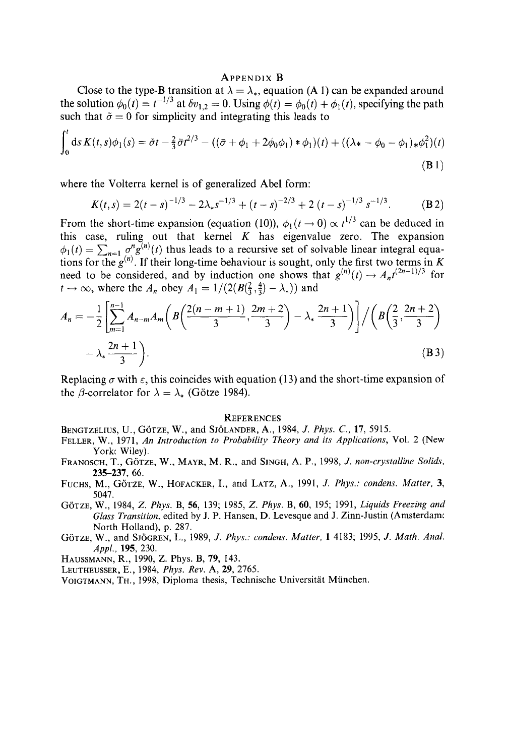## Appendix B

Close to the type-B transition at $\lambda = \lambda_*$, equation (A 1) can be expanded around the solution $\phi_0(t) = t^{-1/3}$ at $\delta v_{1,2} = 0$. Using $\phi(t) = \phi_0(t) + \phi_1(t)$, specifying the path such that $\bar{\sigma} = 0$ for simplicity and integrating this leads to

$$\int_0^t \mathrm{d}s\, K(t,s)\phi_1(s) = \bar{\sigma}t - \tfrac{3}{2}\bar{\sigma}t^{2/3} - ((\bar{\sigma} + \phi_1 + 2\phi_0\phi_1) * \phi_1)(t) + ((\lambda_* - \phi_0 - \phi_1)_*\phi_1^2)(t) \tag{B 1}$$

where the Volterra kernel is of generalized Abel form:

$$K(t,s) = 2(t-s)^{-1/3} - 2\lambda_* s^{-1/3} + (t-s)^{-2/3} + 2\,(t-s)^{-1/3}\,s^{-1/3}. \tag{B 2}$$

From the short-time expansion (equation (10)), $\phi_1(t \to 0) \propto t^{1/3}$ can be deduced in this case, ruling out that kernel $K$ has eigenvalue zero. The expansion $\phi_1(t) = \sum_{n=1} \sigma^n g^{(n)}(t)$ thus leads to a recursive set of solvable linear integral equations for the $g^{(n)}$. If their long-time behaviour is sought, only the first two terms in $K$ need to be considered, and by induction one shows that $g^{(n)}(t) \to A_n t^{(2n-1)/3}$ for $t \to \infty$, where the $A_n$ obey $A_1 = 1/(2(B(\frac{2}{3},\frac{4}{3}) - \lambda_*))$ and

$$A_n = -\frac{1}{2}\left[\sum_{m=1}^{n-1} A_{n-m}A_m\left(B\left(\frac{2(n-m+1)}{3},\frac{2m+2}{3}\right) - \lambda_*\frac{2n+1}{3}\right)\right] \Big/ \left(B\left(\frac{2}{3},\frac{2n+2}{3}\right) - \lambda_*\frac{2n+1}{3}\right). \tag{B 3}$$

Replacing $\sigma$ with $\varepsilon$, this coincides with equation (13) and the short-time expansion of the $\beta$-correlator for $\lambda = \lambda_*$ (Götze 1984).

## References

Bengtzelius, U., Götze, W., and Sjölander, A., 1984, *J. Phys. C.*, **17**, 5915.

Feller, W., 1971, *An Introduction to Probability Theory and its Applications*, Vol. 2 (New York: Wiley).

Franosch, T., Götze, W., Mayr, M. R., and Singh, A. P., 1998, *J. non-crystalline Solids*, **235–237**, 66.

Fuchs, M., Götze, W., Hofacker, I., and Latz, A., 1991, *J. Phys.: condens. Matter*, **3**, 5047.

Götze, W., 1984, *Z. Phys.* B, **56**, 139; 1985, *Z. Phys.* B, **60**, 195; 1991, *Liquids Freezing and Glass Transition*, edited by J. P. Hansen, D. Levesque and J. Zinn-Justin (Amsterdam: North Holland), p. 287.

Götze, W., and Sjögren, L., 1989, *J. Phys.: condens. Matter*, **1** 4183; 1995, *J. Math. Anal. Appl.*, **195**, 230.

Haussmann, R., 1990, Z. Phys. B, **79**, 143.

Leutheusser, E., 1984, *Phys. Rev.* A, **29**, 2765.

Voigtmann, Th., 1998, Diploma thesis, Technische Universität München.